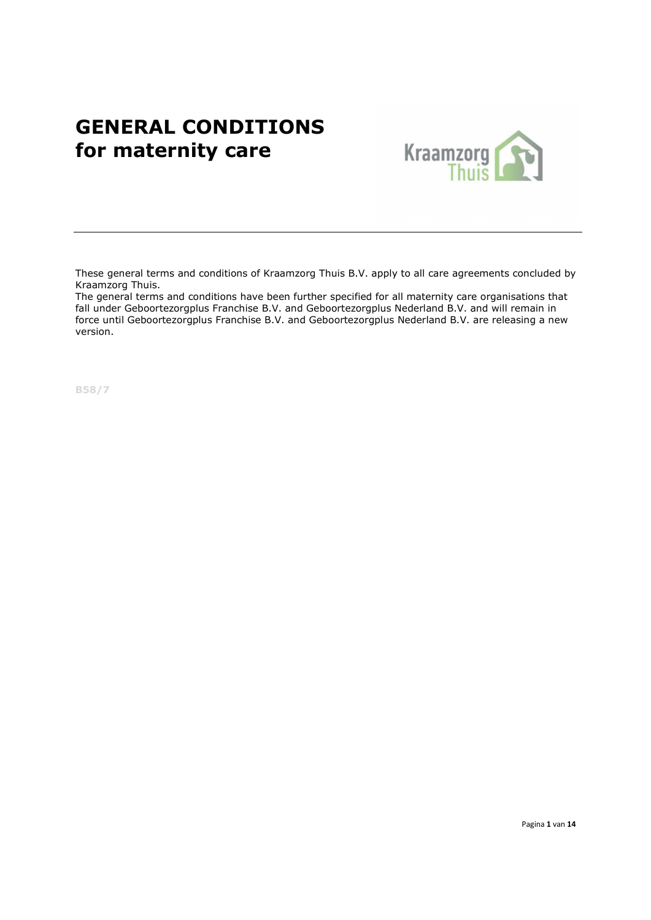# GENERAL CONDITIONS for maternity care

These general terms and conditions of Kraamzorg Thuis B.V. apply to all care agreements concluded by Kraamzorg Thuis.
The general terms and conditions have been further specified for all maternity care organisations that fall under Geboortezorgplus Franchise B.V. and Geboortezorgplus Nederland B.V. and will remain in force until Geboortezorgplus Franchise B.V. and Geboortezorgplus Nederland B.V. are releasing a new version.

B58/7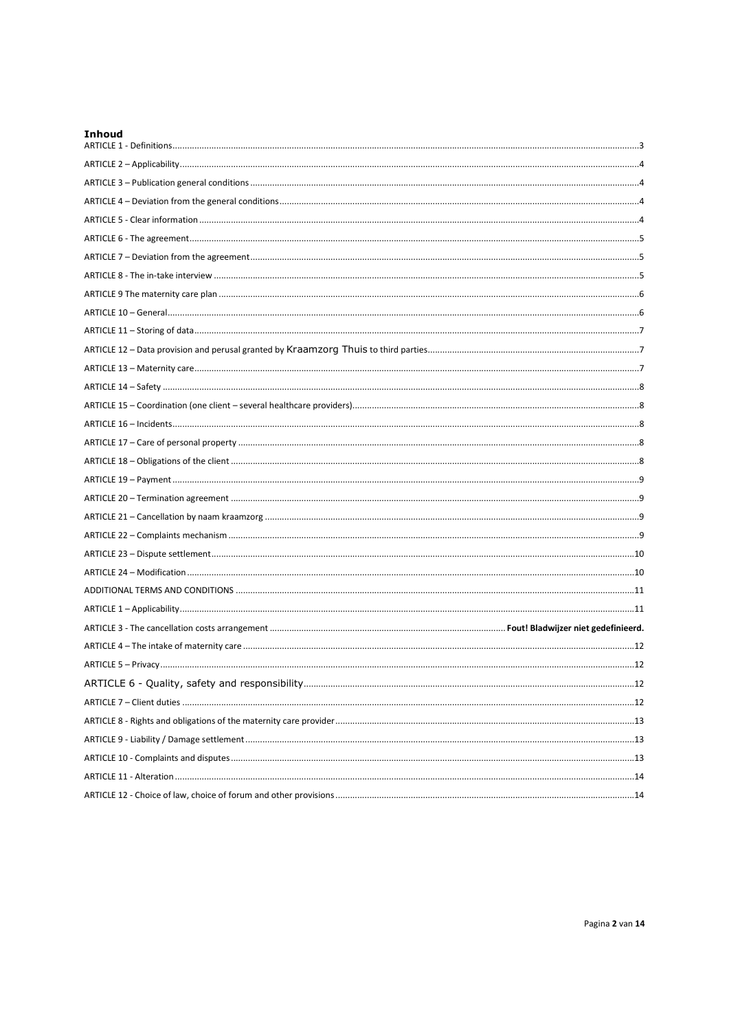# Inhoud

ARTICLE 1 - Definitions ....................................................................................................................................................3

ARTICLE 2 – Applicability ....................................................................................................................................................4

ARTICLE 3 – Publication general conditions ....................................................................................................................4

ARTICLE 4 – Deviation from the general conditions ........................................................................................................4

ARTICLE 5 - Clear information ..........................................................................................................................................4

ARTICLE 6 - The agreement .................................................................................................................................................5

ARTICLE 7 – Deviation from the agreement .....................................................................................................................5

ARTICLE 8 - The in-take interview .....................................................................................................................................5

ARTICLE 9 The maternity care plan ...................................................................................................................................6

ARTICLE 10 – General ..........................................................................................................................................................6

ARTICLE 11 – Storing of data ..............................................................................................................................................7

ARTICLE 12 – Data provision and perusal granted by Kraamzorg Thuis to third parties ...........................................7

ARTICLE 13 – Maternity care ..............................................................................................................................................7

ARTICLE 14 – Safety ............................................................................................................................................................8

ARTICLE 15 – Coordination (one client – several healthcare providers) .......................................................................8

ARTICLE 16 – Incidents ........................................................................................................................................................8

ARTICLE 17 – Care of personal property ..........................................................................................................................8

ARTICLE 18 – Obligations of the client .............................................................................................................................8

ARTICLE 19 – Payment .........................................................................................................................................................9

ARTICLE 20 – Termination agreement ..............................................................................................................................9

ARTICLE 21 – Cancellation by naam kraamzorg ..............................................................................................................9

ARTICLE 22 – Complaints mechanism ...............................................................................................................................9

ARTICLE 23 – Dispute settlement .....................................................................................................................................10

ARTICLE 24 – Modification ...............................................................................................................................................10

ADDITIONAL TERMS AND CONDITIONS ...........................................................................................................................11

ARTICLE 1 – Applicability .................................................................................................................................................11

ARTICLE 3 - The cancellation costs arrangement ................................................................ Fout! Bladwijzer niet gedefinieerd.

ARTICLE 4 – The intake of maternity care ......................................................................................................................12

ARTICLE 5 – Privacy ...........................................................................................................................................................12

ARTICLE 6 - Quality, safety and responsibility ................................................................................................................12

ARTICLE 7 – Client duties ..................................................................................................................................................12

ARTICLE 8 - Rights and obligations of the maternity care provider ..............................................................................13

ARTICLE 9 - Liability / Damage settlement .....................................................................................................................13

ARTICLE 10 - Complaints and disputes ............................................................................................................................13

ARTICLE 11 - Alteration .....................................................................................................................................................14

ARTICLE 12 - Choice of law, choice of forum and other provisions ..............................................................................14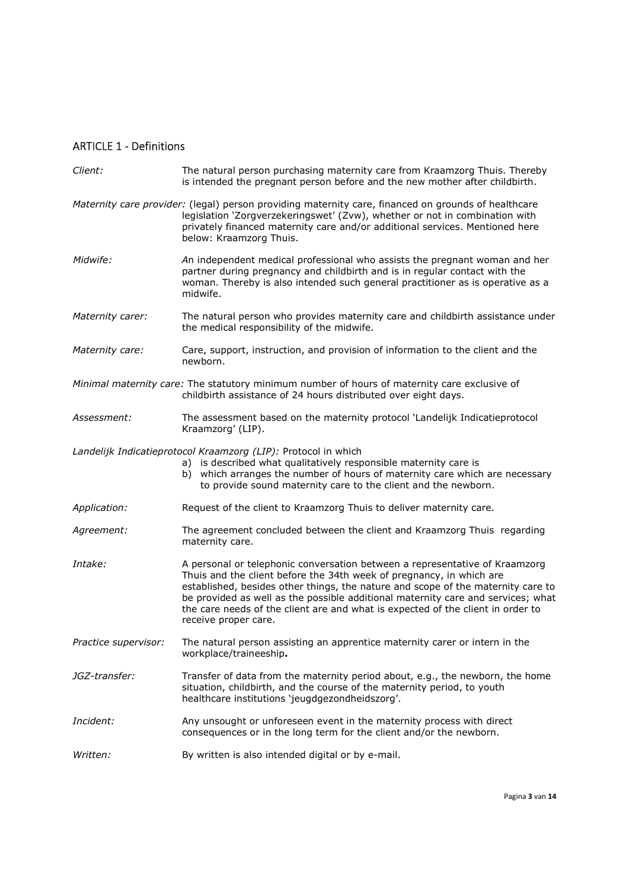## ARTICLE 1 - Definitions

*Client:* The natural person purchasing maternity care from Kraamzorg Thuis. Thereby is intended the pregnant person before and the new mother after childbirth.

*Maternity care provider:* (legal) person providing maternity care, financed on grounds of healthcare legislation 'Zorgverzekeringswet' (Zvw), whether or not in combination with privately financed maternity care and/or additional services. Mentioned here below: Kraamzorg Thuis.

*Midwife:* An independent medical professional who assists the pregnant woman and her partner during pregnancy and childbirth and is in regular contact with the woman. Thereby is also intended such general practitioner as is operative as a midwife.

*Maternity carer:* The natural person who provides maternity care and childbirth assistance under the medical responsibility of the midwife.

*Maternity care:* Care, support, instruction, and provision of information to the client and the newborn.

*Minimal maternity care:* The statutory minimum number of hours of maternity care exclusive of childbirth assistance of 24 hours distributed over eight days.

*Assessment:* The assessment based on the maternity protocol 'Landelijk Indicatieprotocol Kraamzorg' (LIP).

*Landelijk Indicatieprotocol Kraamzorg (LIP):* Protocol in which

a) is described what qualitatively responsible maternity care is
b) which arranges the number of hours of maternity care which are necessary to provide sound maternity care to the client and the newborn.

*Application:* Request of the client to Kraamzorg Thuis to deliver maternity care.

*Agreement:* The agreement concluded between the client and Kraamzorg Thuis regarding maternity care.

*Intake:* A personal or telephonic conversation between a representative of Kraamzorg Thuis and the client before the 34th week of pregnancy, in which are established, besides other things, the nature and scope of the maternity care to be provided as well as the possible additional maternity care and services; what the care needs of the client are and what is expected of the client in order to receive proper care.

*Practice supervisor:* The natural person assisting an apprentice maternity carer or intern in the workplace/traineeship**.**

*JGZ-transfer:* Transfer of data from the maternity period about, e.g., the newborn, the home situation, childbirth, and the course of the maternity period, to youth healthcare institutions 'jeugdgezondheidszorg'.

*Incident:* Any unsought or unforeseen event in the maternity process with direct consequences or in the long term for the client and/or the newborn.

*Written:* By written is also intended digital or by e-mail.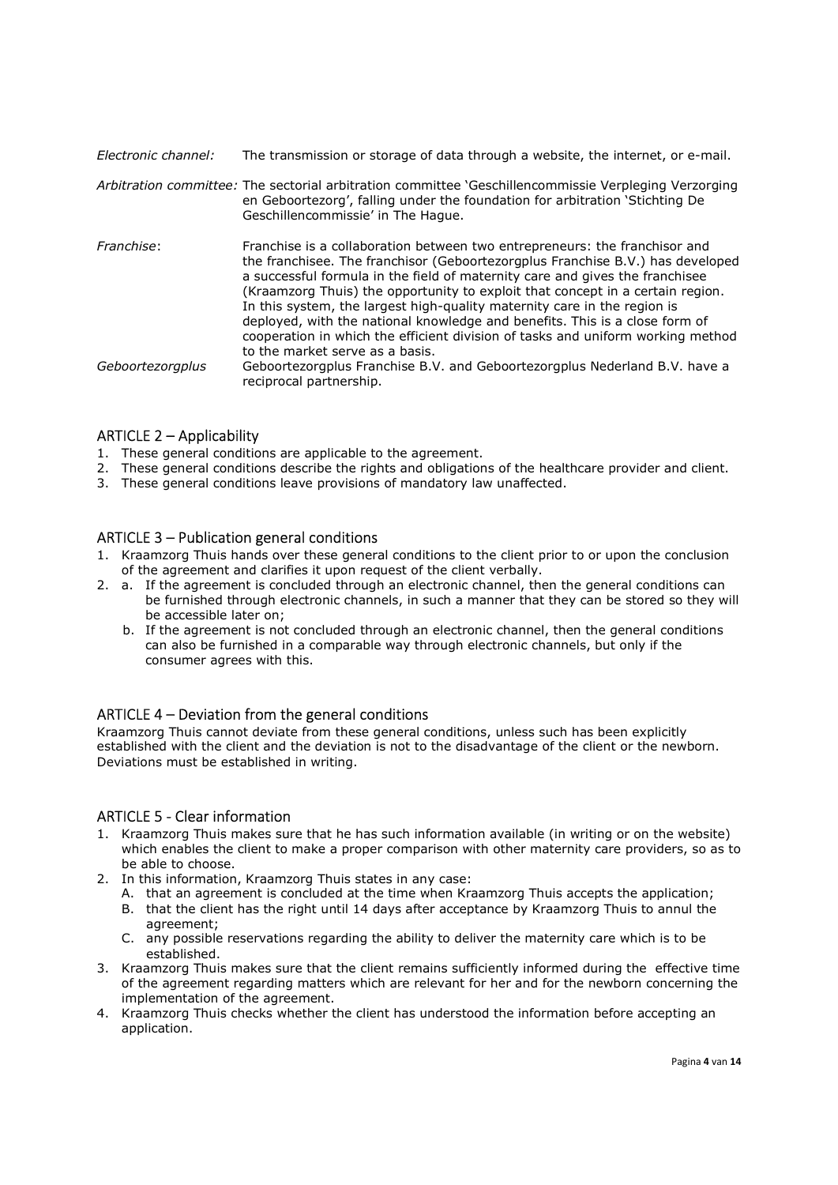*Electronic channel:* The transmission or storage of data through a website, the internet, or e-mail.

*Arbitration committee:* The sectorial arbitration committee 'Geschillencommissie Verpleging Verzorging en Geboortezorg', falling under the foundation for arbitration 'Stichting De Geschillencommissie' in The Hague.

*Franchise*: Franchise is a collaboration between two entrepreneurs: the franchisor and the franchisee. The franchisor (Geboortezorgplus Franchise B.V.) has developed a successful formula in the field of maternity care and gives the franchisee (Kraamzorg Thuis) the opportunity to exploit that concept in a certain region. In this system, the largest high-quality maternity care in the region is deployed, with the national knowledge and benefits. This is a close form of cooperation in which the efficient division of tasks and uniform working method to the market serve as a basis.

*Geboortezorgplus* Geboortezorgplus Franchise B.V. and Geboortezorgplus Nederland B.V. have a reciprocal partnership.

## ARTICLE 2 – Applicability

1. These general conditions are applicable to the agreement.
2. These general conditions describe the rights and obligations of the healthcare provider and client.
3. These general conditions leave provisions of mandatory law unaffected.

## ARTICLE 3 – Publication general conditions

1. Kraamzorg Thuis hands over these general conditions to the client prior to or upon the conclusion of the agreement and clarifies it upon request of the client verbally.
2. a. If the agreement is concluded through an electronic channel, then the general conditions can be furnished through electronic channels, in such a manner that they can be stored so they will be accessible later on;
   b. If the agreement is not concluded through an electronic channel, then the general conditions can also be furnished in a comparable way through electronic channels, but only if the consumer agrees with this.

## ARTICLE 4 – Deviation from the general conditions

Kraamzorg Thuis cannot deviate from these general conditions, unless such has been explicitly established with the client and the deviation is not to the disadvantage of the client or the newborn. Deviations must be established in writing.

## ARTICLE 5 - Clear information

1. Kraamzorg Thuis makes sure that he has such information available (in writing or on the website) which enables the client to make a proper comparison with other maternity care providers, so as to be able to choose.
2. In this information, Kraamzorg Thuis states in any case:
   A. that an agreement is concluded at the time when Kraamzorg Thuis accepts the application;
   B. that the client has the right until 14 days after acceptance by Kraamzorg Thuis to annul the agreement;
   C. any possible reservations regarding the ability to deliver the maternity care which is to be established.
3. Kraamzorg Thuis makes sure that the client remains sufficiently informed during the effective time of the agreement regarding matters which are relevant for her and for the newborn concerning the implementation of the agreement.
4. Kraamzorg Thuis checks whether the client has understood the information before accepting an application.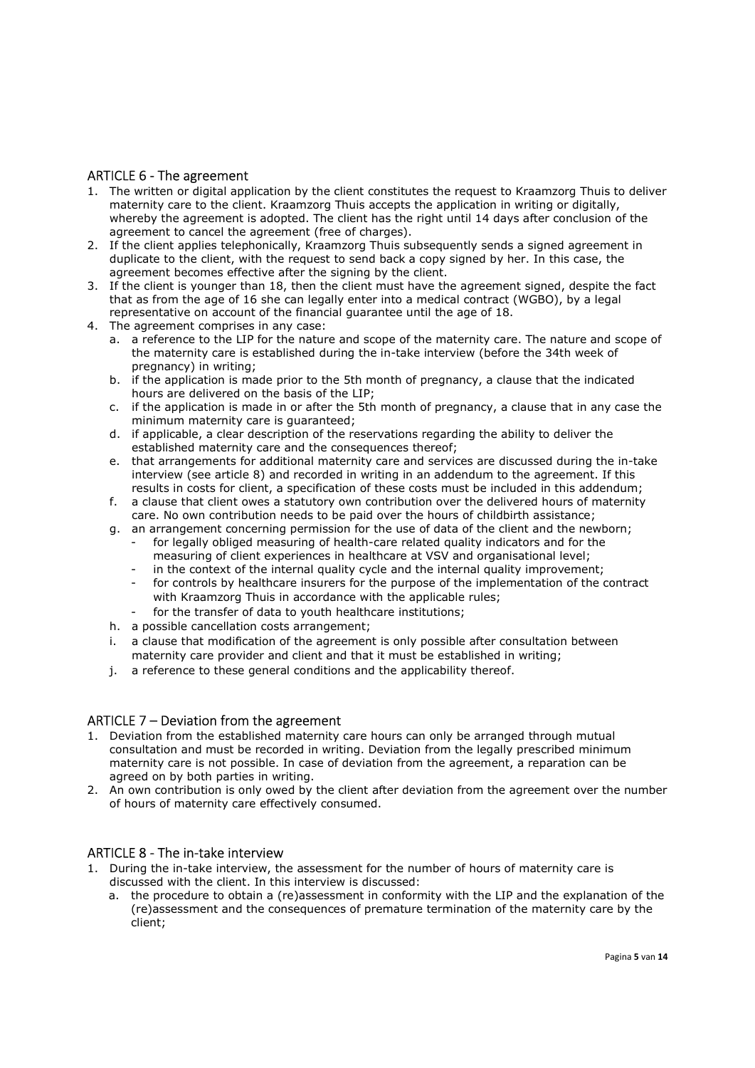## ARTICLE 6 - The agreement

1. The written or digital application by the client constitutes the request to Kraamzorg Thuis to deliver maternity care to the client. Kraamzorg Thuis accepts the application in writing or digitally, whereby the agreement is adopted. The client has the right until 14 days after conclusion of the agreement to cancel the agreement (free of charges).
2. If the client applies telephonically, Kraamzorg Thuis subsequently sends a signed agreement in duplicate to the client, with the request to send back a copy signed by her. In this case, the agreement becomes effective after the signing by the client.
3. If the client is younger than 18, then the client must have the agreement signed, despite the fact that as from the age of 16 she can legally enter into a medical contract (WGBO), by a legal representative on account of the financial guarantee until the age of 18.
4. The agreement comprises in any case:
   a. a reference to the LIP for the nature and scope of the maternity care. The nature and scope of the maternity care is established during the in-take interview (before the 34th week of pregnancy) in writing;
   b. if the application is made prior to the 5th month of pregnancy, a clause that the indicated hours are delivered on the basis of the LIP;
   c. if the application is made in or after the 5th month of pregnancy, a clause that in any case the minimum maternity care is guaranteed;
   d. if applicable, a clear description of the reservations regarding the ability to deliver the established maternity care and the consequences thereof;
   e. that arrangements for additional maternity care and services are discussed during the in-take interview (see article 8) and recorded in writing in an addendum to the agreement. If this results in costs for client, a specification of these costs must be included in this addendum;
   f. a clause that client owes a statutory own contribution over the delivered hours of maternity care. No own contribution needs to be paid over the hours of childbirth assistance;
   g. an arrangement concerning permission for the use of data of the client and the newborn;
      - for legally obliged measuring of health-care related quality indicators and for the measuring of client experiences in healthcare at VSV and organisational level;
      - in the context of the internal quality cycle and the internal quality improvement;
      - for controls by healthcare insurers for the purpose of the implementation of the contract with Kraamzorg Thuis in accordance with the applicable rules;
      - for the transfer of data to youth healthcare institutions;
   h. a possible cancellation costs arrangement;
   i. a clause that modification of the agreement is only possible after consultation between maternity care provider and client and that it must be established in writing;
   j. a reference to these general conditions and the applicability thereof.

## ARTICLE 7 – Deviation from the agreement

1. Deviation from the established maternity care hours can only be arranged through mutual consultation and must be recorded in writing. Deviation from the legally prescribed minimum maternity care is not possible. In case of deviation from the agreement, a reparation can be agreed on by both parties in writing.
2. An own contribution is only owed by the client after deviation from the agreement over the number of hours of maternity care effectively consumed.

## ARTICLE 8 - The in-take interview

1. During the in-take interview, the assessment for the number of hours of maternity care is discussed with the client. In this interview is discussed:
   a. the procedure to obtain a (re)assessment in conformity with the LIP and the explanation of the (re)assessment and the consequences of premature termination of the maternity care by the client;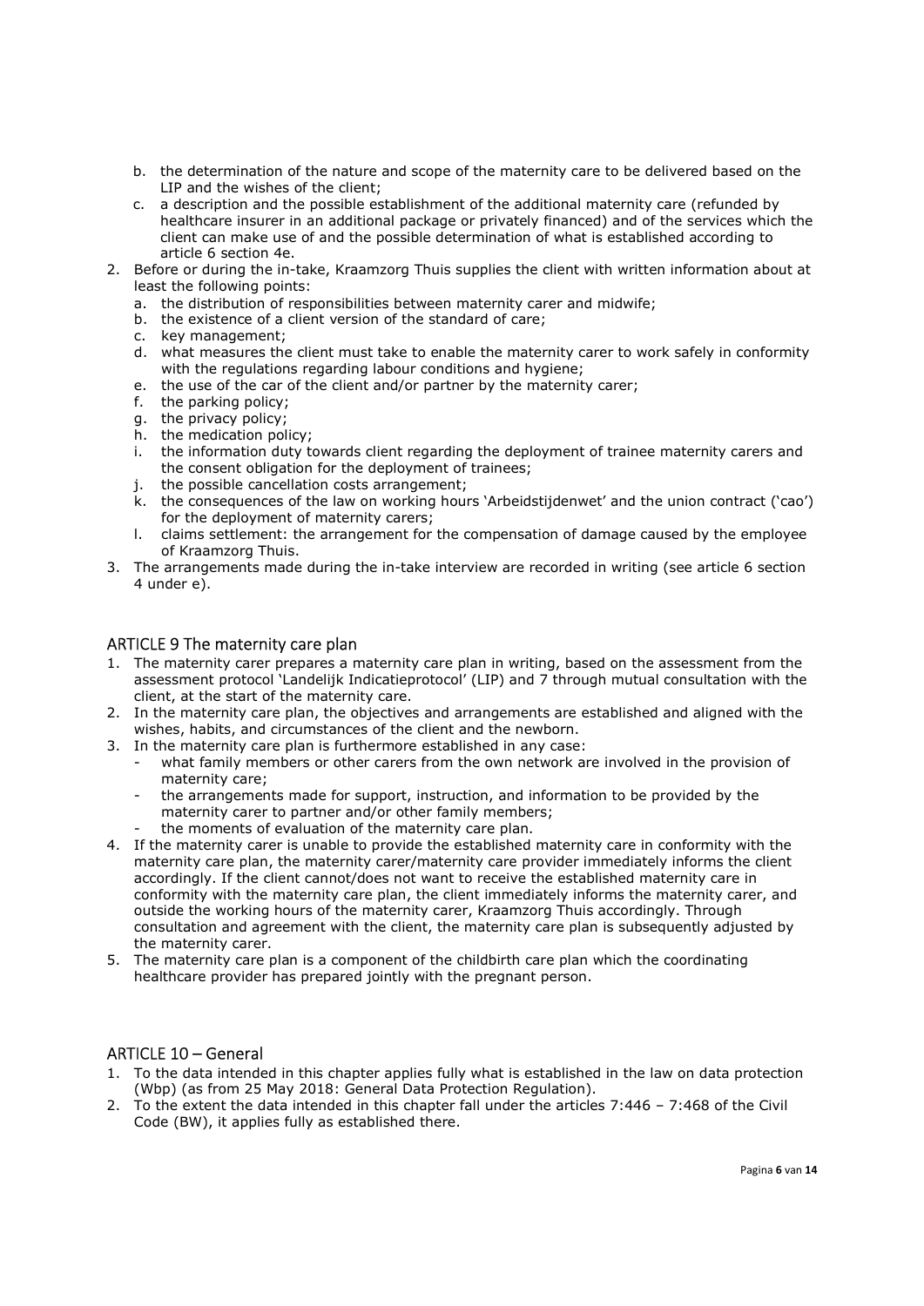b. the determination of the nature and scope of the maternity care to be delivered based on the LIP and the wishes of the client;
   c. a description and the possible establishment of the additional maternity care (refunded by healthcare insurer in an additional package or privately financed) and of the services which the client can make use of and the possible determination of what is established according to article 6 section 4e.
2. Before or during the in-take, Kraamzorg Thuis supplies the client with written information about at least the following points:
   a. the distribution of responsibilities between maternity carer and midwife;
   b. the existence of a client version of the standard of care;
   c. key management;
   d. what measures the client must take to enable the maternity carer to work safely in conformity with the regulations regarding labour conditions and hygiene;
   e. the use of the car of the client and/or partner by the maternity carer;
   f. the parking policy;
   g. the privacy policy;
   h. the medication policy;
   i. the information duty towards client regarding the deployment of trainee maternity carers and the consent obligation for the deployment of trainees;
   j. the possible cancellation costs arrangement;
   k. the consequences of the law on working hours 'Arbeidstijdenwet' and the union contract ('cao') for the deployment of maternity carers;
   l. claims settlement: the arrangement for the compensation of damage caused by the employee of Kraamzorg Thuis.
3. The arrangements made during the in-take interview are recorded in writing (see article 6 section 4 under e).

## ARTICLE 9 The maternity care plan

1. The maternity carer prepares a maternity care plan in writing, based on the assessment from the assessment protocol 'Landelijk Indicatieprotocol' (LIP) and 7 through mutual consultation with the client, at the start of the maternity care.
2. In the maternity care plan, the objectives and arrangements are established and aligned with the wishes, habits, and circumstances of the client and the newborn.
3. In the maternity care plan is furthermore established in any case:
   - what family members or other carers from the own network are involved in the provision of maternity care;
   - the arrangements made for support, instruction, and information to be provided by the maternity carer to partner and/or other family members;
   - the moments of evaluation of the maternity care plan.
4. If the maternity carer is unable to provide the established maternity care in conformity with the maternity care plan, the maternity carer/maternity care provider immediately informs the client accordingly. If the client cannot/does not want to receive the established maternity care in conformity with the maternity care plan, the client immediately informs the maternity carer, and outside the working hours of the maternity carer, Kraamzorg Thuis accordingly. Through consultation and agreement with the client, the maternity care plan is subsequently adjusted by the maternity carer.
5. The maternity care plan is a component of the childbirth care plan which the coordinating healthcare provider has prepared jointly with the pregnant person.

## ARTICLE 10 – General

1. To the data intended in this chapter applies fully what is established in the law on data protection (Wbp) (as from 25 May 2018: General Data Protection Regulation).
2. To the extent the data intended in this chapter fall under the articles 7:446 – 7:468 of the Civil Code (BW), it applies fully as established there.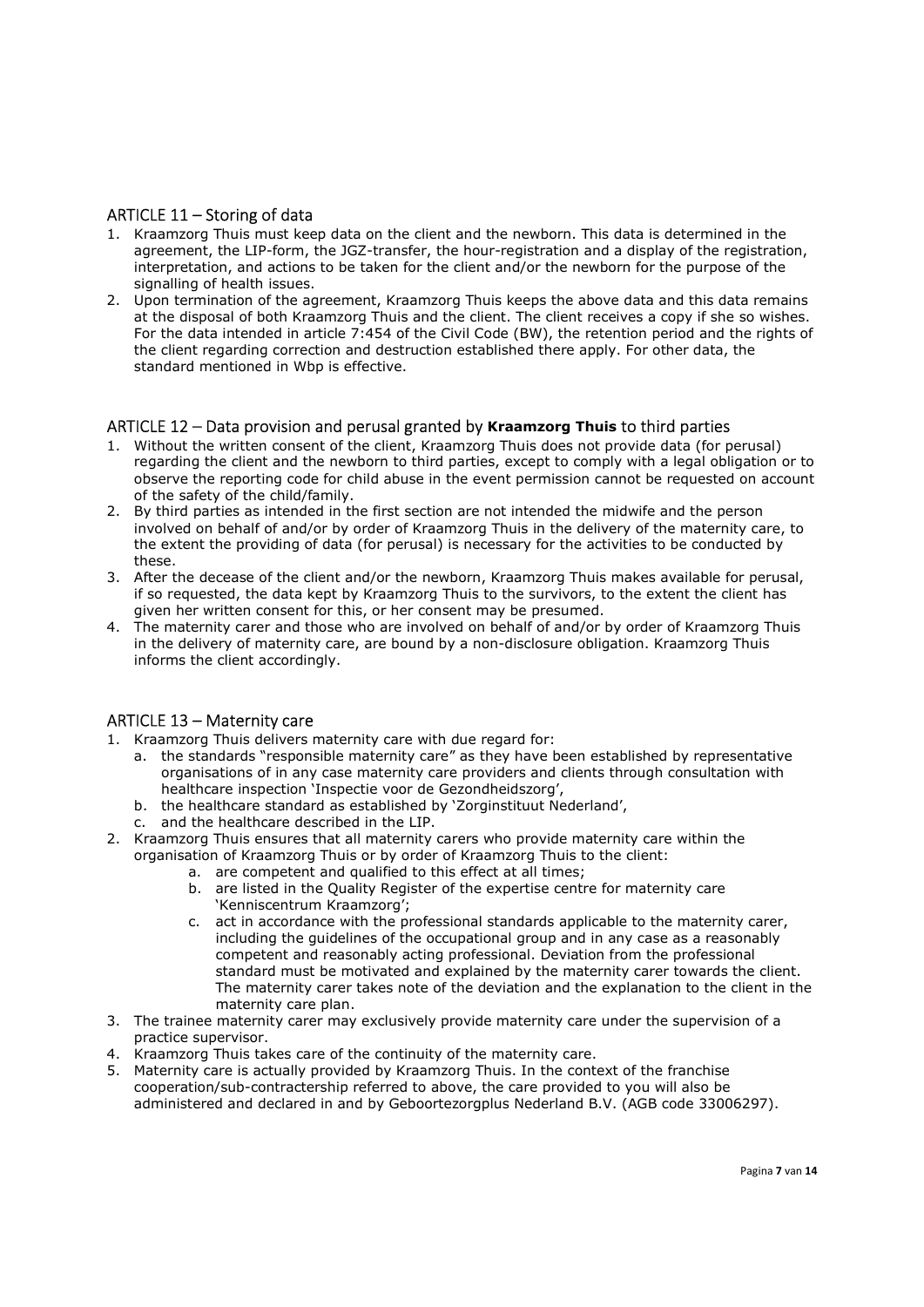## ARTICLE 11 – Storing of data

1. Kraamzorg Thuis must keep data on the client and the newborn. This data is determined in the agreement, the LIP-form, the JGZ-transfer, the hour-registration and a display of the registration, interpretation, and actions to be taken for the client and/or the newborn for the purpose of the signalling of health issues.
2. Upon termination of the agreement, Kraamzorg Thuis keeps the above data and this data remains at the disposal of both Kraamzorg Thuis and the client. The client receives a copy if she so wishes. For the data intended in article 7:454 of the Civil Code (BW), the retention period and the rights of the client regarding correction and destruction established there apply. For other data, the standard mentioned in Wbp is effective.

## ARTICLE 12 – Data provision and perusal granted by **Kraamzorg Thuis** to third parties

1. Without the written consent of the client, Kraamzorg Thuis does not provide data (for perusal) regarding the client and the newborn to third parties, except to comply with a legal obligation or to observe the reporting code for child abuse in the event permission cannot be requested on account of the safety of the child/family.
2. By third parties as intended in the first section are not intended the midwife and the person involved on behalf of and/or by order of Kraamzorg Thuis in the delivery of the maternity care, to the extent the providing of data (for perusal) is necessary for the activities to be conducted by these.
3. After the decease of the client and/or the newborn, Kraamzorg Thuis makes available for perusal, if so requested, the data kept by Kraamzorg Thuis to the survivors, to the extent the client has given her written consent for this, or her consent may be presumed.
4. The maternity carer and those who are involved on behalf of and/or by order of Kraamzorg Thuis in the delivery of maternity care, are bound by a non-disclosure obligation. Kraamzorg Thuis informs the client accordingly.

## ARTICLE 13 – Maternity care

1. Kraamzorg Thuis delivers maternity care with due regard for:
   a. the standards "responsible maternity care" as they have been established by representative organisations of in any case maternity care providers and clients through consultation with healthcare inspection 'Inspectie voor de Gezondheidszorg',
   b. the healthcare standard as established by 'Zorginstituut Nederland',
   c. and the healthcare described in the LIP.
2. Kraamzorg Thuis ensures that all maternity carers who provide maternity care within the organisation of Kraamzorg Thuis or by order of Kraamzorg Thuis to the client:
   a. are competent and qualified to this effect at all times;
   b. are listed in the Quality Register of the expertise centre for maternity care 'Kenniscentrum Kraamzorg';
   c. act in accordance with the professional standards applicable to the maternity carer, including the guidelines of the occupational group and in any case as a reasonably competent and reasonably acting professional. Deviation from the professional standard must be motivated and explained by the maternity carer towards the client. The maternity carer takes note of the deviation and the explanation to the client in the maternity care plan.
3. The trainee maternity carer may exclusively provide maternity care under the supervision of a practice supervisor.
4. Kraamzorg Thuis takes care of the continuity of the maternity care.
5. Maternity care is actually provided by Kraamzorg Thuis. In the context of the franchise cooperation/sub-contractership referred to above, the care provided to you will also be administered and declared in and by Geboortezorgplus Nederland B.V. (AGB code 33006297).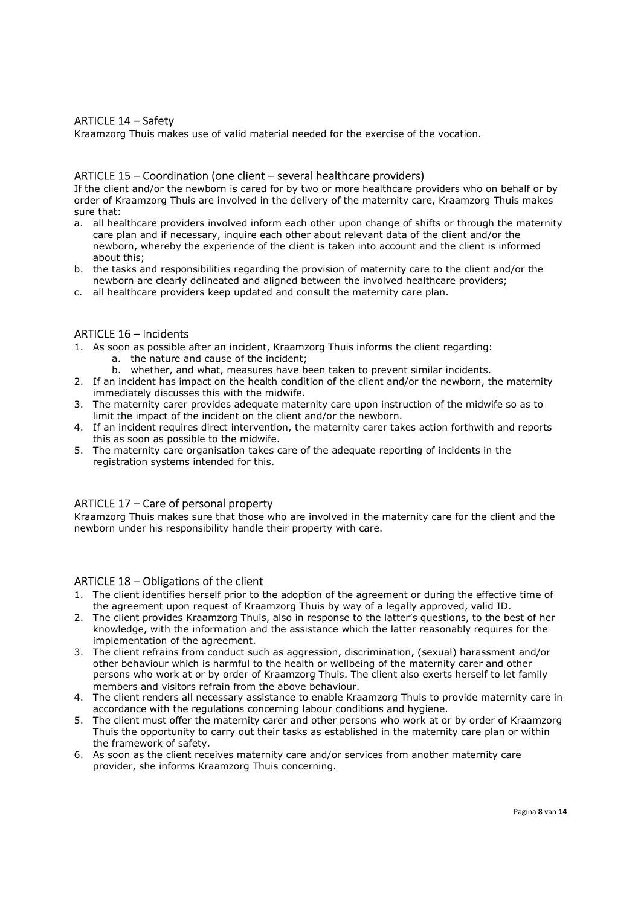## ARTICLE 14 – Safety

Kraamzorg Thuis makes use of valid material needed for the exercise of the vocation.

## ARTICLE 15 – Coordination (one client – several healthcare providers)

If the client and/or the newborn is cared for by two or more healthcare providers who on behalf or by order of Kraamzorg Thuis are involved in the delivery of the maternity care, Kraamzorg Thuis makes sure that:

a. all healthcare providers involved inform each other upon change of shifts or through the maternity care plan and if necessary, inquire each other about relevant data of the client and/or the newborn, whereby the experience of the client is taken into account and the client is informed about this;
b. the tasks and responsibilities regarding the provision of maternity care to the client and/or the newborn are clearly delineated and aligned between the involved healthcare providers;
c. all healthcare providers keep updated and consult the maternity care plan.

## ARTICLE 16 – Incidents

1. As soon as possible after an incident, Kraamzorg Thuis informs the client regarding:
    a. the nature and cause of the incident;
    b. whether, and what, measures have been taken to prevent similar incidents.
2. If an incident has impact on the health condition of the client and/or the newborn, the maternity immediately discusses this with the midwife.
3. The maternity carer provides adequate maternity care upon instruction of the midwife so as to limit the impact of the incident on the client and/or the newborn.
4. If an incident requires direct intervention, the maternity carer takes action forthwith and reports this as soon as possible to the midwife.
5. The maternity care organisation takes care of the adequate reporting of incidents in the registration systems intended for this.

## ARTICLE 17 – Care of personal property

Kraamzorg Thuis makes sure that those who are involved in the maternity care for the client and the newborn under his responsibility handle their property with care.

## ARTICLE 18 – Obligations of the client

1. The client identifies herself prior to the adoption of the agreement or during the effective time of the agreement upon request of Kraamzorg Thuis by way of a legally approved, valid ID.
2. The client provides Kraamzorg Thuis, also in response to the latter's questions, to the best of her knowledge, with the information and the assistance which the latter reasonably requires for the implementation of the agreement.
3. The client refrains from conduct such as aggression, discrimination, (sexual) harassment and/or other behaviour which is harmful to the health or wellbeing of the maternity carer and other persons who work at or by order of Kraamzorg Thuis. The client also exerts herself to let family members and visitors refrain from the above behaviour.
4. The client renders all necessary assistance to enable Kraamzorg Thuis to provide maternity care in accordance with the regulations concerning labour conditions and hygiene.
5. The client must offer the maternity carer and other persons who work at or by order of Kraamzorg Thuis the opportunity to carry out their tasks as established in the maternity care plan or within the framework of safety.
6. As soon as the client receives maternity care and/or services from another maternity care provider, she informs Kraamzorg Thuis concerning.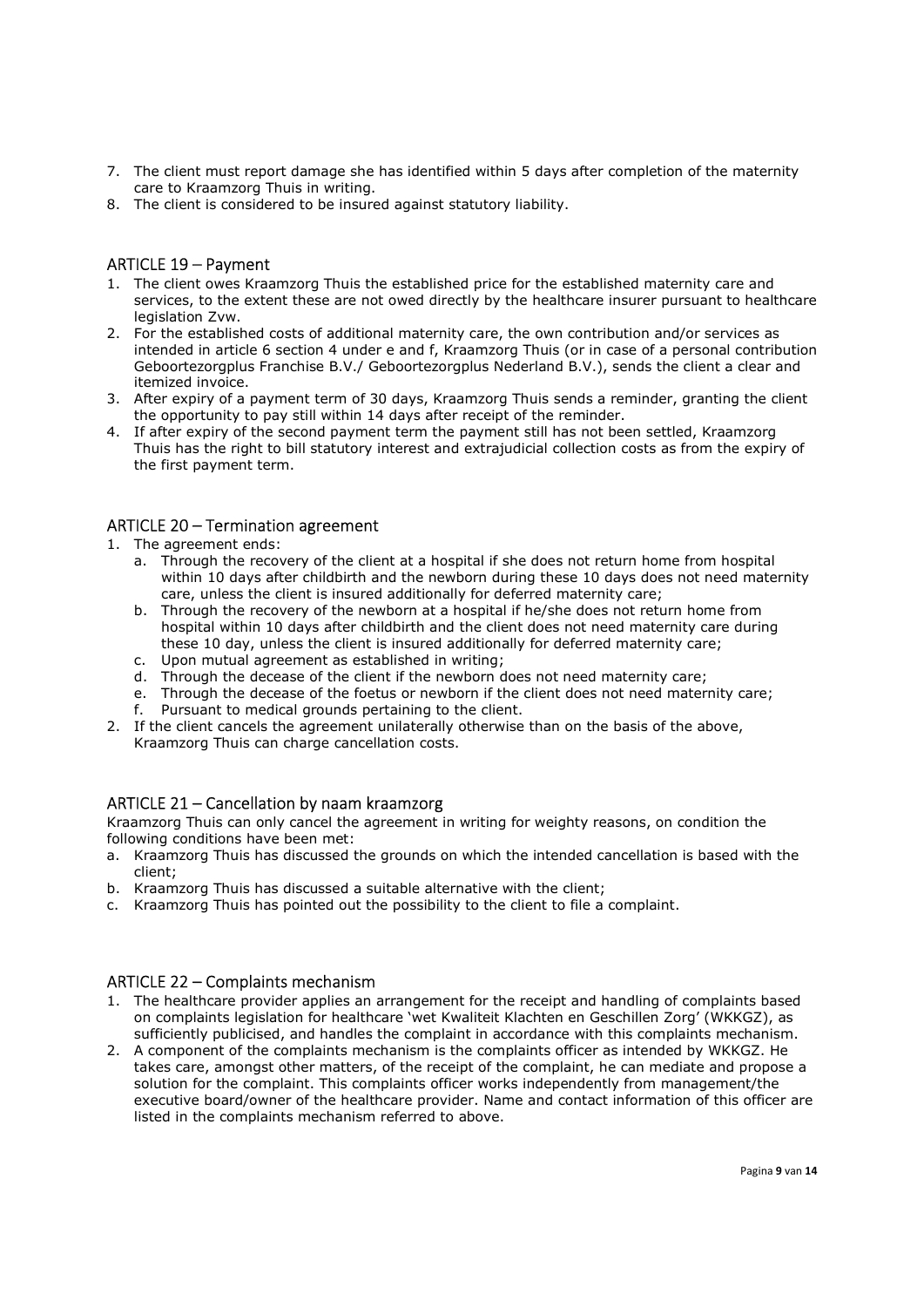7. The client must report damage she has identified within 5 days after completion of the maternity care to Kraamzorg Thuis in writing.
8. The client is considered to be insured against statutory liability.

## ARTICLE 19 – Payment

1. The client owes Kraamzorg Thuis the established price for the established maternity care and services, to the extent these are not owed directly by the healthcare insurer pursuant to healthcare legislation Zvw.
2. For the established costs of additional maternity care, the own contribution and/or services as intended in article 6 section 4 under e and f, Kraamzorg Thuis (or in case of a personal contribution Geboortezorgplus Franchise B.V./ Geboortezorgplus Nederland B.V.), sends the client a clear and itemized invoice.
3. After expiry of a payment term of 30 days, Kraamzorg Thuis sends a reminder, granting the client the opportunity to pay still within 14 days after receipt of the reminder.
4. If after expiry of the second payment term the payment still has not been settled, Kraamzorg Thuis has the right to bill statutory interest and extrajudicial collection costs as from the expiry of the first payment term.

## ARTICLE 20 – Termination agreement

1. The agreement ends:
   a. Through the recovery of the client at a hospital if she does not return home from hospital within 10 days after childbirth and the newborn during these 10 days does not need maternity care, unless the client is insured additionally for deferred maternity care;
   b. Through the recovery of the newborn at a hospital if he/she does not return home from hospital within 10 days after childbirth and the client does not need maternity care during these 10 day, unless the client is insured additionally for deferred maternity care;
   c. Upon mutual agreement as established in writing;
   d. Through the decease of the client if the newborn does not need maternity care;
   e. Through the decease of the foetus or newborn if the client does not need maternity care;
   f. Pursuant to medical grounds pertaining to the client.
2. If the client cancels the agreement unilaterally otherwise than on the basis of the above, Kraamzorg Thuis can charge cancellation costs.

## ARTICLE 21 – Cancellation by naam kraamzorg

Kraamzorg Thuis can only cancel the agreement in writing for weighty reasons, on condition the following conditions have been met:

a. Kraamzorg Thuis has discussed the grounds on which the intended cancellation is based with the client;
b. Kraamzorg Thuis has discussed a suitable alternative with the client;
c. Kraamzorg Thuis has pointed out the possibility to the client to file a complaint.

## ARTICLE 22 – Complaints mechanism

1. The healthcare provider applies an arrangement for the receipt and handling of complaints based on complaints legislation for healthcare 'wet Kwaliteit Klachten en Geschillen Zorg' (WKKGZ), as sufficiently publicised, and handles the complaint in accordance with this complaints mechanism.
2. A component of the complaints mechanism is the complaints officer as intended by WKKGZ. He takes care, amongst other matters, of the receipt of the complaint, he can mediate and propose a solution for the complaint. This complaints officer works independently from management/the executive board/owner of the healthcare provider. Name and contact information of this officer are listed in the complaints mechanism referred to above.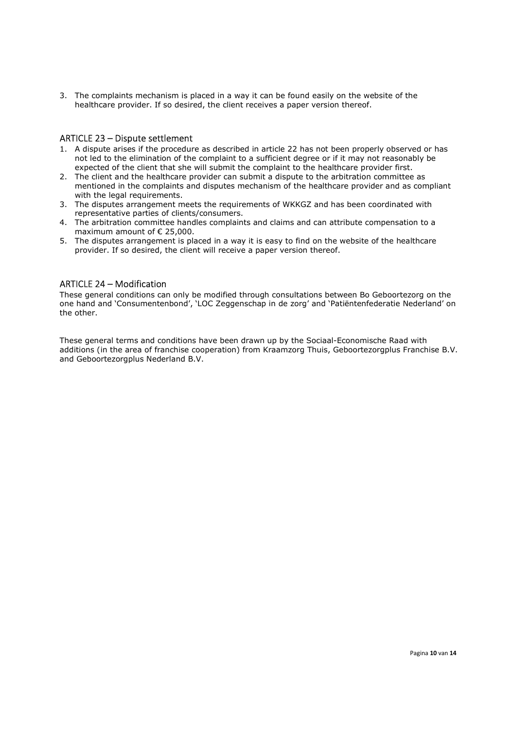3. The complaints mechanism is placed in a way it can be found easily on the website of the healthcare provider. If so desired, the client receives a paper version thereof.

## ARTICLE 23 – Dispute settlement

1. A dispute arises if the procedure as described in article 22 has not been properly observed or has not led to the elimination of the complaint to a sufficient degree or if it may not reasonably be expected of the client that she will submit the complaint to the healthcare provider first.
2. The client and the healthcare provider can submit a dispute to the arbitration committee as mentioned in the complaints and disputes mechanism of the healthcare provider and as compliant with the legal requirements.
3. The disputes arrangement meets the requirements of WKKGZ and has been coordinated with representative parties of clients/consumers.
4. The arbitration committee handles complaints and claims and can attribute compensation to a maximum amount of € 25,000.
5. The disputes arrangement is placed in a way it is easy to find on the website of the healthcare provider. If so desired, the client will receive a paper version thereof.

## ARTICLE 24 – Modification

These general conditions can only be modified through consultations between Bo Geboortezorg on the one hand and 'Consumentenbond', 'LOC Zeggenschap in de zorg' and 'Patiëntenfederatie Nederland' on the other.

These general terms and conditions have been drawn up by the Sociaal-Economische Raad with additions (in the area of franchise cooperation) from Kraamzorg Thuis, Geboortezorgplus Franchise B.V. and Geboortezorgplus Nederland B.V.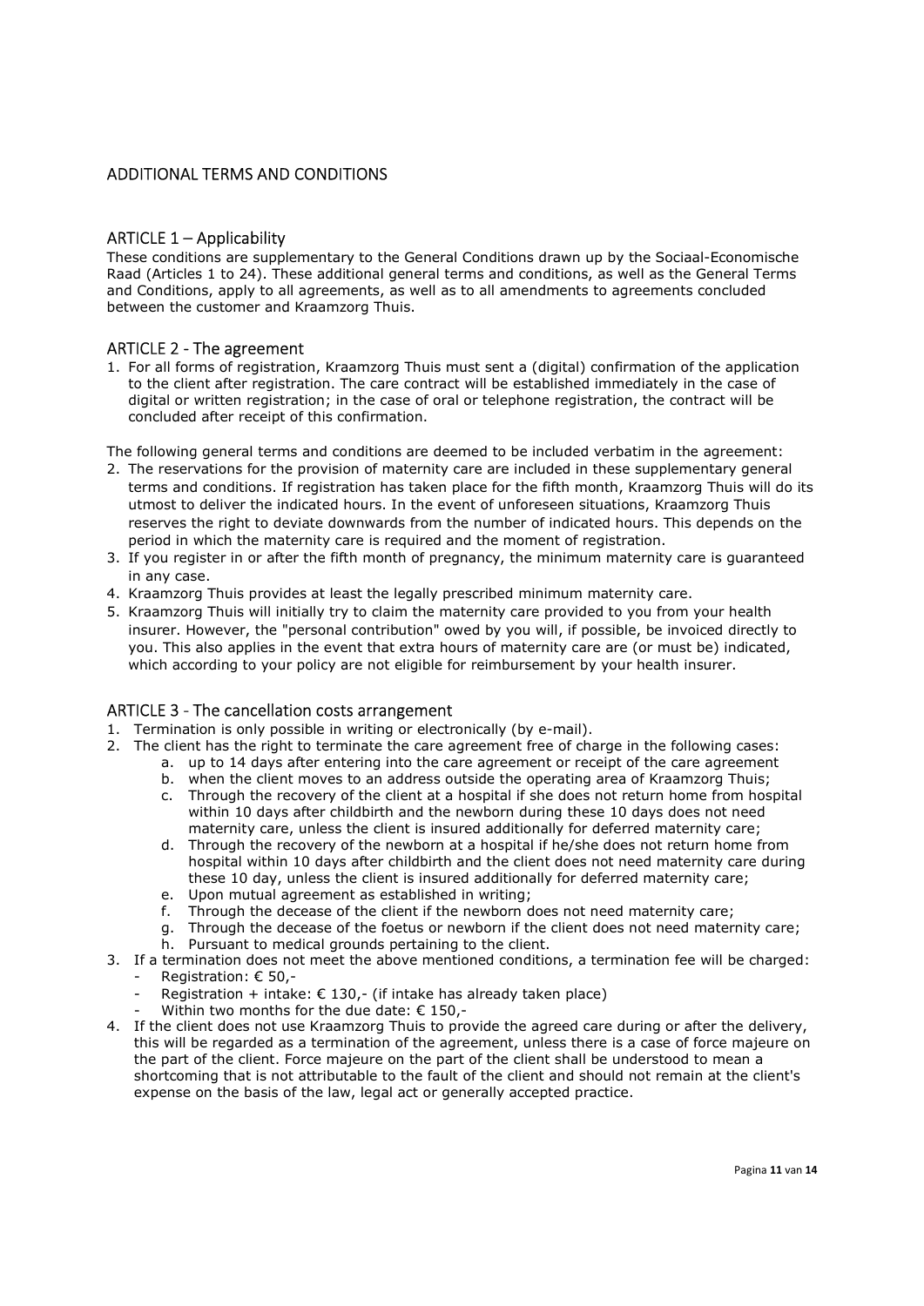## ADDITIONAL TERMS AND CONDITIONS

### ARTICLE 1 – Applicability

These conditions are supplementary to the General Conditions drawn up by the Sociaal-Economische Raad (Articles 1 to 24). These additional general terms and conditions, as well as the General Terms and Conditions, apply to all agreements, as well as to all amendments to agreements concluded between the customer and Kraamzorg Thuis.

### ARTICLE 2 - The agreement

1. For all forms of registration, Kraamzorg Thuis must sent a (digital) confirmation of the application to the client after registration. The care contract will be established immediately in the case of digital or written registration; in the case of oral or telephone registration, the contract will be concluded after receipt of this confirmation.

The following general terms and conditions are deemed to be included verbatim in the agreement:

2. The reservations for the provision of maternity care are included in these supplementary general terms and conditions. If registration has taken place for the fifth month, Kraamzorg Thuis will do its utmost to deliver the indicated hours. In the event of unforeseen situations, Kraamzorg Thuis reserves the right to deviate downwards from the number of indicated hours. This depends on the period in which the maternity care is required and the moment of registration.
3. If you register in or after the fifth month of pregnancy, the minimum maternity care is guaranteed in any case.
4. Kraamzorg Thuis provides at least the legally prescribed minimum maternity care.
5. Kraamzorg Thuis will initially try to claim the maternity care provided to you from your health insurer. However, the "personal contribution" owed by you will, if possible, be invoiced directly to you. This also applies in the event that extra hours of maternity care are (or must be) indicated, which according to your policy are not eligible for reimbursement by your health insurer.

### ARTICLE 3 - The cancellation costs arrangement

1. Termination is only possible in writing or electronically (by e-mail).
2. The client has the right to terminate the care agreement free of charge in the following cases:
   a. up to 14 days after entering into the care agreement or receipt of the care agreement
   b. when the client moves to an address outside the operating area of Kraamzorg Thuis;
   c. Through the recovery of the client at a hospital if she does not return home from hospital within 10 days after childbirth and the newborn during these 10 days does not need maternity care, unless the client is insured additionally for deferred maternity care;
   d. Through the recovery of the newborn at a hospital if he/she does not return home from hospital within 10 days after childbirth and the client does not need maternity care during these 10 day, unless the client is insured additionally for deferred maternity care;
   e. Upon mutual agreement as established in writing;
   f. Through the decease of the client if the newborn does not need maternity care;
   g. Through the decease of the foetus or newborn if the client does not need maternity care;
   h. Pursuant to medical grounds pertaining to the client.
3. If a termination does not meet the above mentioned conditions, a termination fee will be charged:
   - Registration: € 50,-
   - Registration + intake: € 130,- (if intake has already taken place)
   - Within two months for the due date: € 150,-
4. If the client does not use Kraamzorg Thuis to provide the agreed care during or after the delivery, this will be regarded as a termination of the agreement, unless there is a case of force majeure on the part of the client. Force majeure on the part of the client shall be understood to mean a shortcoming that is not attributable to the fault of the client and should not remain at the client's expense on the basis of the law, legal act or generally accepted practice.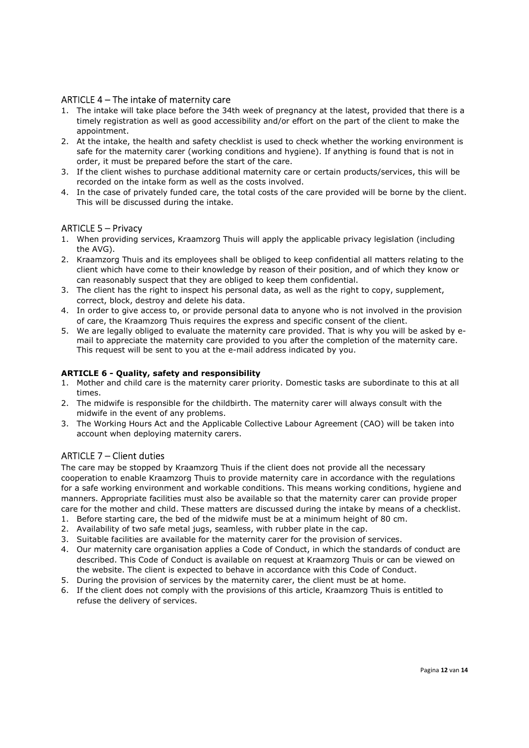## ARTICLE 4 – The intake of maternity care

1. The intake will take place before the 34th week of pregnancy at the latest, provided that there is a timely registration as well as good accessibility and/or effort on the part of the client to make the appointment.
2. At the intake, the health and safety checklist is used to check whether the working environment is safe for the maternity carer (working conditions and hygiene). If anything is found that is not in order, it must be prepared before the start of the care.
3. If the client wishes to purchase additional maternity care or certain products/services, this will be recorded on the intake form as well as the costs involved.
4. In the case of privately funded care, the total costs of the care provided will be borne by the client. This will be discussed during the intake.

## ARTICLE 5 – Privacy

1. When providing services, Kraamzorg Thuis will apply the applicable privacy legislation (including the AVG).
2. Kraamzorg Thuis and its employees shall be obliged to keep confidential all matters relating to the client which have come to their knowledge by reason of their position, and of which they know or can reasonably suspect that they are obliged to keep them confidential.
3. The client has the right to inspect his personal data, as well as the right to copy, supplement, correct, block, destroy and delete his data.
4. In order to give access to, or provide personal data to anyone who is not involved in the provision of care, the Kraamzorg Thuis requires the express and specific consent of the client.
5. We are legally obliged to evaluate the maternity care provided. That is why you will be asked by e-mail to appreciate the maternity care provided to you after the completion of the maternity care. This request will be sent to you at the e-mail address indicated by you.

**ARTICLE 6 - Quality, safety and responsibility**

1. Mother and child care is the maternity carer priority. Domestic tasks are subordinate to this at all times.
2. The midwife is responsible for the childbirth. The maternity carer will always consult with the midwife in the event of any problems.
3. The Working Hours Act and the Applicable Collective Labour Agreement (CAO) will be taken into account when deploying maternity carers.

## ARTICLE 7 – Client duties

The care may be stopped by Kraamzorg Thuis if the client does not provide all the necessary cooperation to enable Kraamzorg Thuis to provide maternity care in accordance with the regulations for a safe working environment and workable conditions. This means working conditions, hygiene and manners. Appropriate facilities must also be available so that the maternity carer can provide proper care for the mother and child. These matters are discussed during the intake by means of a checklist.

1. Before starting care, the bed of the midwife must be at a minimum height of 80 cm.
2. Availability of two safe metal jugs, seamless, with rubber plate in the cap.
3. Suitable facilities are available for the maternity carer for the provision of services.
4. Our maternity care organisation applies a Code of Conduct, in which the standards of conduct are described. This Code of Conduct is available on request at Kraamzorg Thuis or can be viewed on the website. The client is expected to behave in accordance with this Code of Conduct.
5. During the provision of services by the maternity carer, the client must be at home.
6. If the client does not comply with the provisions of this article, Kraamzorg Thuis is entitled to refuse the delivery of services.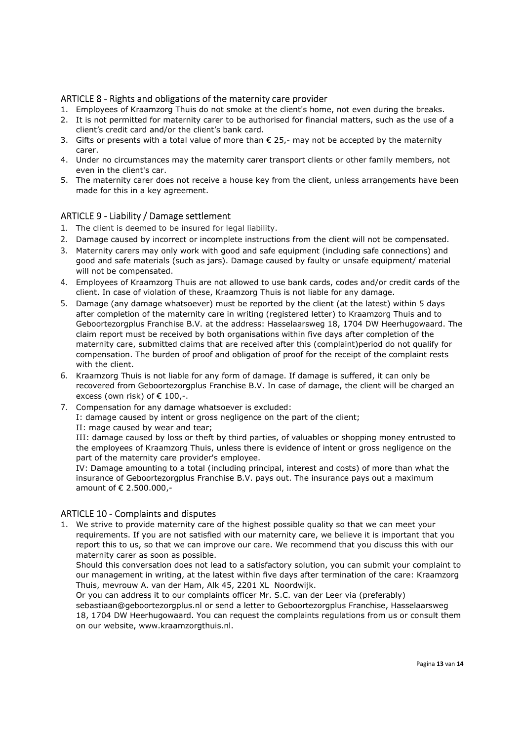## ARTICLE 8 - Rights and obligations of the maternity care provider

1. Employees of Kraamzorg Thuis do not smoke at the client's home, not even during the breaks.
2. It is not permitted for maternity carer to be authorised for financial matters, such as the use of a client's credit card and/or the client's bank card.
3. Gifts or presents with a total value of more than € 25,- may not be accepted by the maternity carer.
4. Under no circumstances may the maternity carer transport clients or other family members, not even in the client's car.
5. The maternity carer does not receive a house key from the client, unless arrangements have been made for this in a key agreement.

## ARTICLE 9 - Liability / Damage settlement

1. The client is deemed to be insured for legal liability.
2. Damage caused by incorrect or incomplete instructions from the client will not be compensated.
3. Maternity carers may only work with good and safe equipment (including safe connections) and good and safe materials (such as jars). Damage caused by faulty or unsafe equipment/ material will not be compensated.
4. Employees of Kraamzorg Thuis are not allowed to use bank cards, codes and/or credit cards of the client. In case of violation of these, Kraamzorg Thuis is not liable for any damage.
5. Damage (any damage whatsoever) must be reported by the client (at the latest) within 5 days after completion of the maternity care in writing (registered letter) to Kraamzorg Thuis and to Geboortezorgplus Franchise B.V. at the address: Hasselaarsweg 18, 1704 DW Heerhugowaard. The claim report must be received by both organisations within five days after completion of the maternity care, submitted claims that are received after this (complaint)period do not qualify for compensation. The burden of proof and obligation of proof for the receipt of the complaint rests with the client.
6. Kraamzorg Thuis is not liable for any form of damage. If damage is suffered, it can only be recovered from Geboortezorgplus Franchise B.V. In case of damage, the client will be charged an excess (own risk) of € 100,-.
7. Compensation for any damage whatsoever is excluded:
   I: damage caused by intent or gross negligence on the part of the client;
   II: mage caused by wear and tear;
   III: damage caused by loss or theft by third parties, of valuables or shopping money entrusted to the employees of Kraamzorg Thuis, unless there is evidence of intent or gross negligence on the part of the maternity care provider's employee.
   IV: Damage amounting to a total (including principal, interest and costs) of more than what the insurance of Geboortezorgplus Franchise B.V. pays out. The insurance pays out a maximum amount of € 2.500.000,-

## ARTICLE 10 - Complaints and disputes

1. We strive to provide maternity care of the highest possible quality so that we can meet your requirements. If you are not satisfied with our maternity care, we believe it is important that you report this to us, so that we can improve our care. We recommend that you discuss this with our maternity carer as soon as possible.
   Should this conversation does not lead to a satisfactory solution, you can submit your complaint to our management in writing, at the latest within five days after termination of the care: Kraamzorg Thuis, mevrouw A. van der Ham, Alk 45, 2201 XL Noordwijk.
   Or you can address it to our complaints officer Mr. S.C. van der Leer via (preferably) sebastiaan@geboortezorgplus.nl or send a letter to Geboortezorgplus Franchise, Hasselaarsweg 18, 1704 DW Heerhugowaard. You can request the complaints regulations from us or consult them on our website, www.kraamzorgthuis.nl.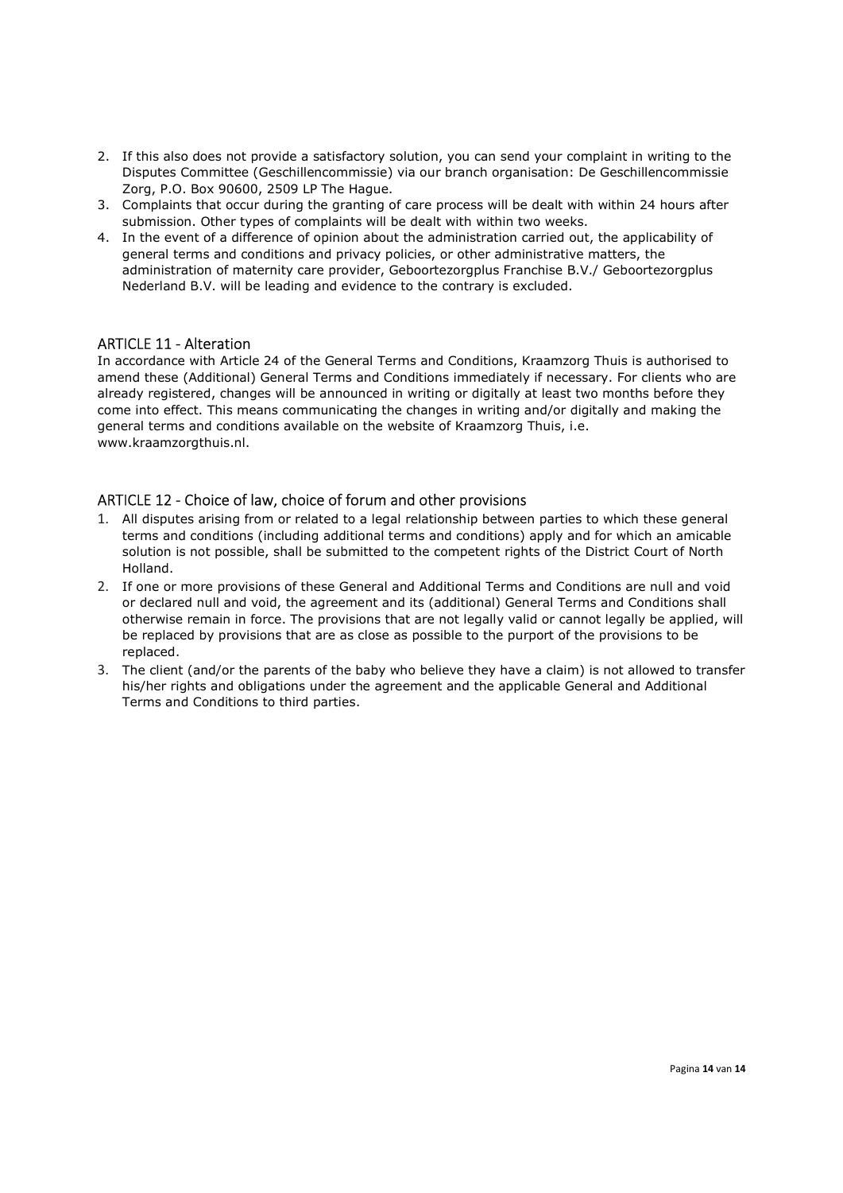2. If this also does not provide a satisfactory solution, you can send your complaint in writing to the Disputes Committee (Geschillencommissie) via our branch organisation: De Geschillencommissie Zorg, P.O. Box 90600, 2509 LP The Hague.
3. Complaints that occur during the granting of care process will be dealt with within 24 hours after submission. Other types of complaints will be dealt with within two weeks.
4. In the event of a difference of opinion about the administration carried out, the applicability of general terms and conditions and privacy policies, or other administrative matters, the administration of maternity care provider, Geboortezorgplus Franchise B.V./ Geboortezorgplus Nederland B.V. will be leading and evidence to the contrary is excluded.

## ARTICLE 11 - Alteration

In accordance with Article 24 of the General Terms and Conditions, Kraamzorg Thuis is authorised to amend these (Additional) General Terms and Conditions immediately if necessary. For clients who are already registered, changes will be announced in writing or digitally at least two months before they come into effect. This means communicating the changes in writing and/or digitally and making the general terms and conditions available on the website of Kraamzorg Thuis, i.e. www.kraamzorgthuis.nl.

## ARTICLE 12 - Choice of law, choice of forum and other provisions

1. All disputes arising from or related to a legal relationship between parties to which these general terms and conditions (including additional terms and conditions) apply and for which an amicable solution is not possible, shall be submitted to the competent rights of the District Court of North Holland.
2. If one or more provisions of these General and Additional Terms and Conditions are null and void or declared null and void, the agreement and its (additional) General Terms and Conditions shall otherwise remain in force. The provisions that are not legally valid or cannot legally be applied, will be replaced by provisions that are as close as possible to the purport of the provisions to be replaced.
3. The client (and/or the parents of the baby who believe they have a claim) is not allowed to transfer his/her rights and obligations under the agreement and the applicable General and Additional Terms and Conditions to third parties.